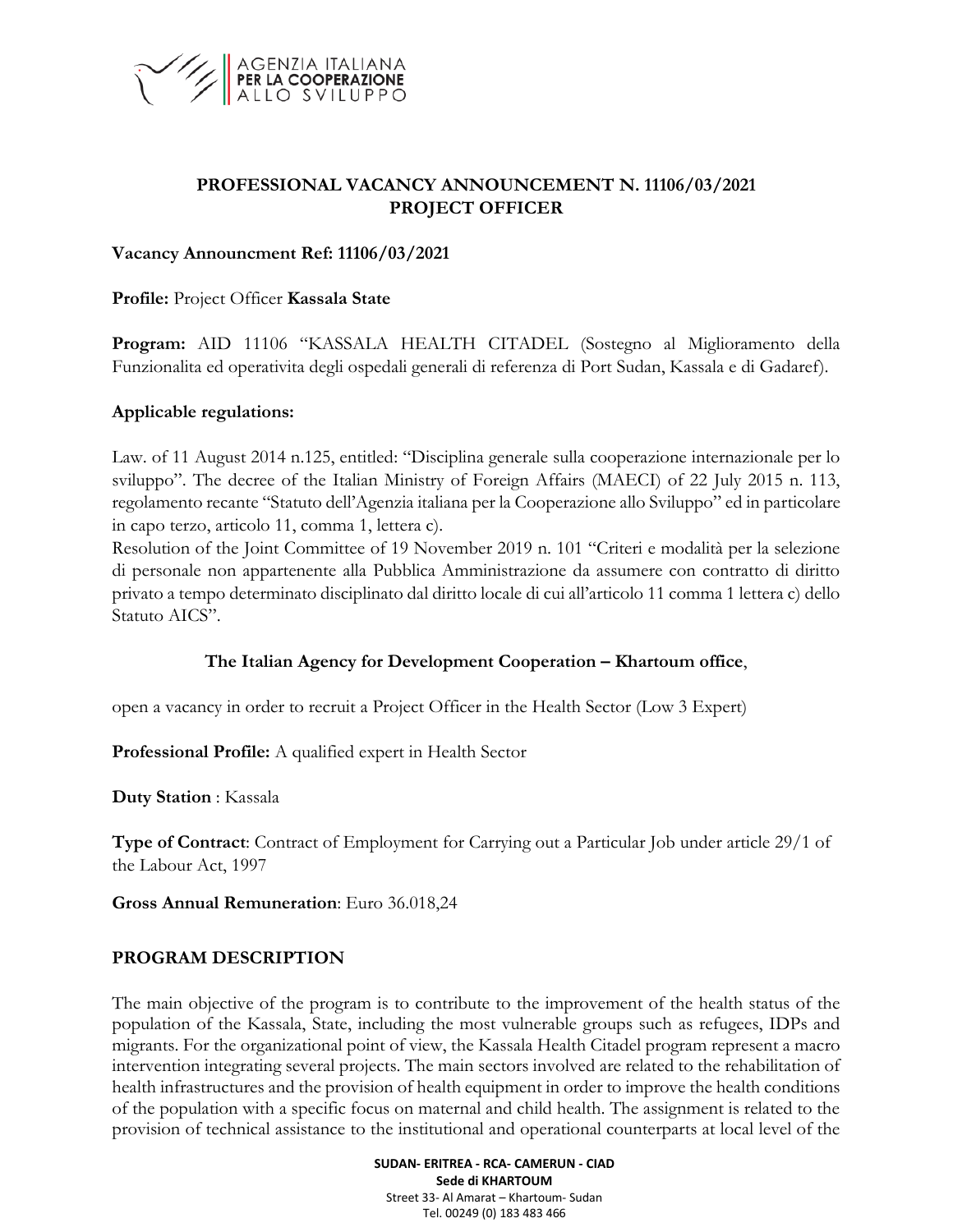AGENZIA ITALIANA
**PER LA COOPERAZIONE**
ALLO SVILUPPO

# PROFESSIONAL VACANCY ANNOUNCEMENT N. 11106/03/2021
# PROJECT OFFICER

**Vacancy Announcment Ref: 11106/03/2021**

**Profile:** Project Officer **Kassala State**

**Program:** AID 11106 "KASSALA HEALTH CITADEL (Sostegno al Miglioramento della Funzionalita ed operativita degli ospedali generali di referenza di Port Sudan, Kassala e di Gadaref).

**Applicable regulations:**

Law. of 11 August 2014 n.125, entitled: "Disciplina generale sulla cooperazione internazionale per lo sviluppo". The decree of the Italian Ministry of Foreign Affairs (MAECI) of 22 July 2015 n. 113, regolamento recante "Statuto dell'Agenzia italiana per la Cooperazione allo Sviluppo" ed in particolare in capo terzo, articolo 11, comma 1, lettera c).
Resolution of the Joint Committee of 19 November 2019 n. 101 "Criteri e modalità per la selezione di personale non appartenente alla Pubblica Amministrazione da assumere con contratto di diritto privato a tempo determinato disciplinato dal diritto locale di cui all'articolo 11 comma 1 lettera c) dello Statuto AICS".

**The Italian Agency for Development Cooperation – Khartoum office**,

open a vacancy in order to recruit a Project Officer in the Health Sector (Low 3 Expert)

**Professional Profile:** A qualified expert in Health Sector

**Duty Station** : Kassala

**Type of Contract**: Contract of Employment for Carrying out a Particular Job under article 29/1 of the Labour Act, 1997

**Gross Annual Remuneration**: Euro 36.018,24

## PROGRAM DESCRIPTION

The main objective of the program is to contribute to the improvement of the health status of the population of the Kassala, State, including the most vulnerable groups such as refugees, IDPs and migrants. For the organizational point of view, the Kassala Health Citadel program represent a macro intervention integrating several projects. The main sectors involved are related to the rehabilitation of health infrastructures and the provision of health equipment in order to improve the health conditions of the population with a specific focus on maternal and child health. The assignment is related to the provision of technical assistance to the institutional and operational counterparts at local level of the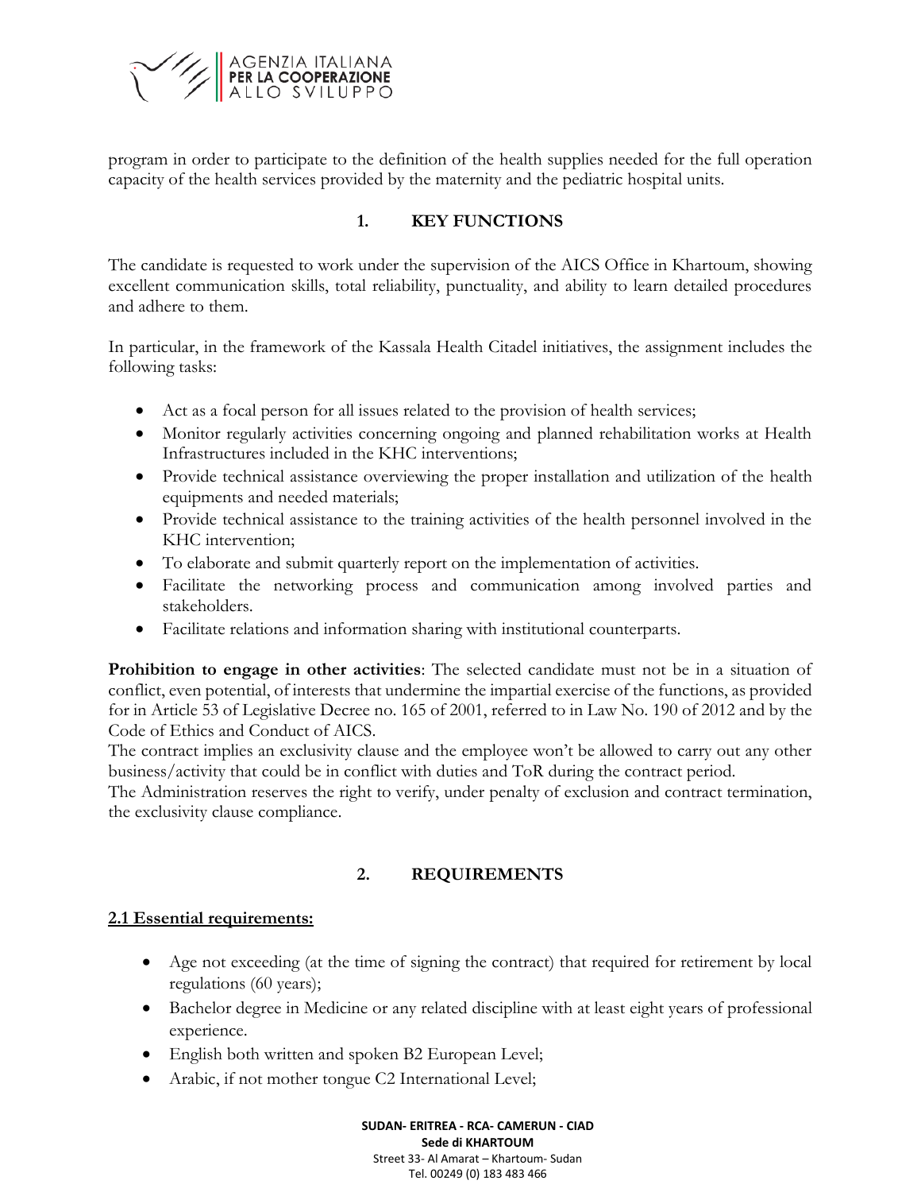program in order to participate to the definition of the health supplies needed for the full operation capacity of the health services provided by the maternity and the pediatric hospital units.

## 1. KEY FUNCTIONS

The candidate is requested to work under the supervision of the AICS Office in Khartoum, showing excellent communication skills, total reliability, punctuality, and ability to learn detailed procedures and adhere to them.

In particular, in the framework of the Kassala Health Citadel initiatives, the assignment includes the following tasks:

- Act as a focal person for all issues related to the provision of health services;
- Monitor regularly activities concerning ongoing and planned rehabilitation works at Health Infrastructures included in the KHC interventions;
- Provide technical assistance overviewing the proper installation and utilization of the health equipments and needed materials;
- Provide technical assistance to the training activities of the health personnel involved in the KHC intervention;
- To elaborate and submit quarterly report on the implementation of activities.
- Facilitate the networking process and communication among involved parties and stakeholders.
- Facilitate relations and information sharing with institutional counterparts.

**Prohibition to engage in other activities**: The selected candidate must not be in a situation of conflict, even potential, of interests that undermine the impartial exercise of the functions, as provided for in Article 53 of Legislative Decree no. 165 of 2001, referred to in Law No. 190 of 2012 and by the Code of Ethics and Conduct of AICS.
The contract implies an exclusivity clause and the employee won't be allowed to carry out any other business/activity that could be in conflict with duties and ToR during the contract period.
The Administration reserves the right to verify, under penalty of exclusion and contract termination, the exclusivity clause compliance.

## 2. REQUIREMENTS

### 2.1 Essential requirements:

- Age not exceeding (at the time of signing the contract) that required for retirement by local regulations (60 years);
- Bachelor degree in Medicine or any related discipline with at least eight years of professional experience.
- English both written and spoken B2 European Level;
- Arabic, if not mother tongue C2 International Level;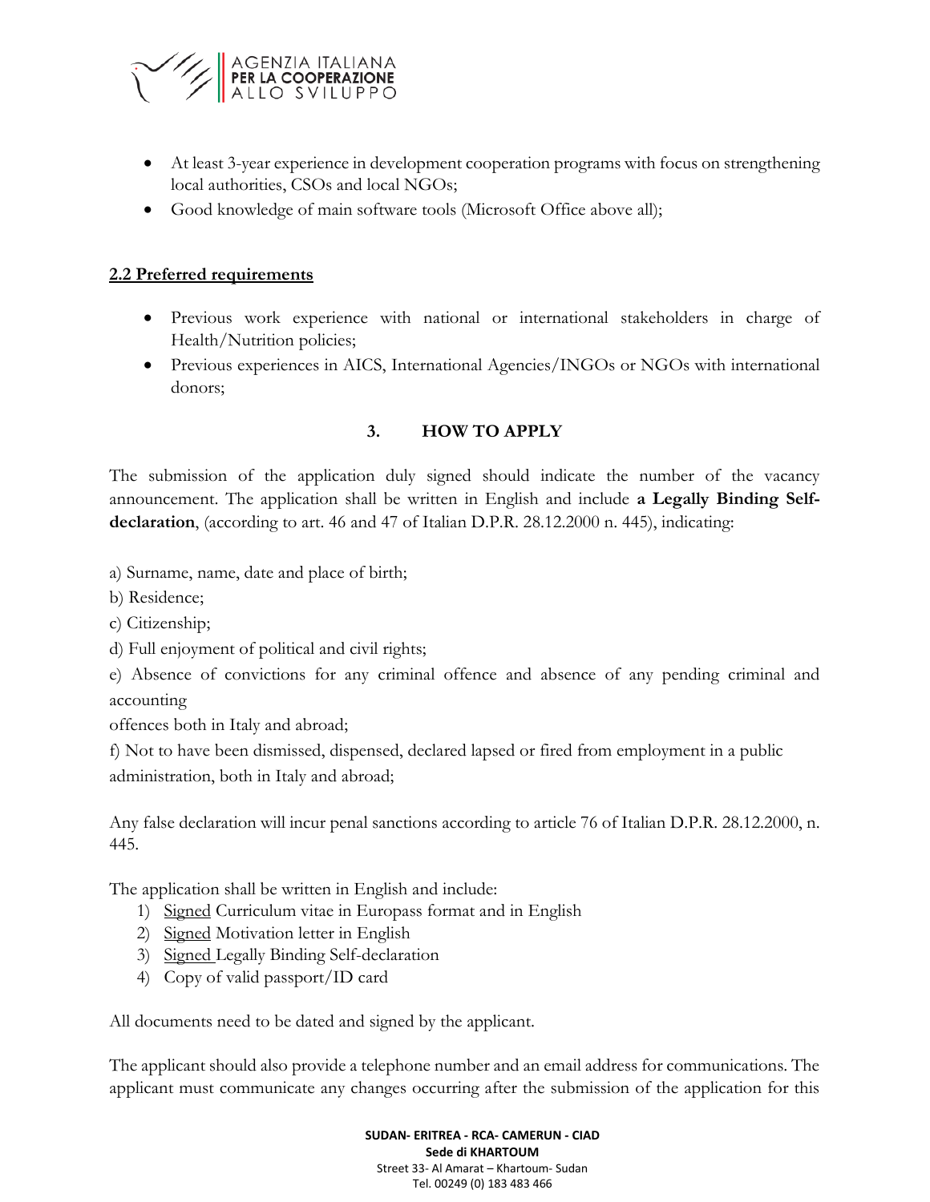- At least 3-year experience in development cooperation programs with focus on strengthening local authorities, CSOs and local NGOs;
- Good knowledge of main software tools (Microsoft Office above all);

**2.2 Preferred requirements**

- Previous work experience with national or international stakeholders in charge of Health/Nutrition policies;
- Previous experiences in AICS, International Agencies/INGOs or NGOs with international donors;

## 3. HOW TO APPLY

The submission of the application duly signed should indicate the number of the vacancy announcement. The application shall be written in English and include **a Legally Binding Self-declaration**, (according to art. 46 and 47 of Italian D.P.R. 28.12.2000 n. 445), indicating:

a) Surname, name, date and place of birth;

b) Residence;

c) Citizenship;

d) Full enjoyment of political and civil rights;

e) Absence of convictions for any criminal offence and absence of any pending criminal and accounting offences both in Italy and abroad;

f) Not to have been dismissed, dispensed, declared lapsed or fired from employment in a public administration, both in Italy and abroad;

Any false declaration will incur penal sanctions according to article 76 of Italian D.P.R. 28.12.2000, n. 445.

The application shall be written in English and include:

1) Signed Curriculum vitae in Europass format and in English
2) Signed Motivation letter in English
3) Signed Legally Binding Self-declaration
4) Copy of valid passport/ID card

All documents need to be dated and signed by the applicant.

The applicant should also provide a telephone number and an email address for communications. The applicant must communicate any changes occurring after the submission of the application for this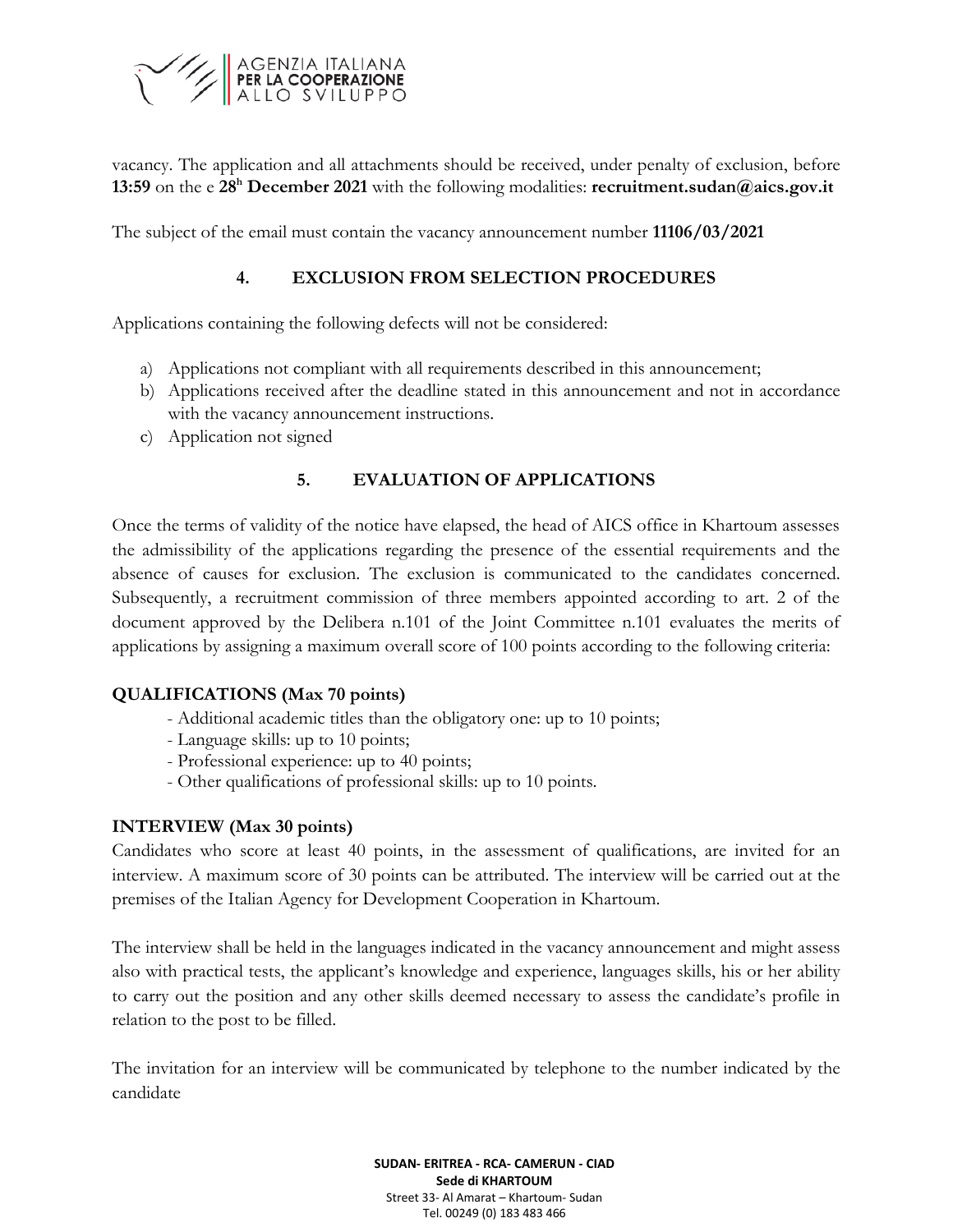vacancy. The application and all attachments should be received, under penalty of exclusion, before **13:59** on the e **28h December 2021** with the following modalities: **recruitment.sudan@aics.gov.it**

The subject of the email must contain the vacancy announcement number **11106/03/2021**

## 4. EXCLUSION FROM SELECTION PROCEDURES

Applications containing the following defects will not be considered:

a) Applications not compliant with all requirements described in this announcement;
b) Applications received after the deadline stated in this announcement and not in accordance with the vacancy announcement instructions.
c) Application not signed

## 5. EVALUATION OF APPLICATIONS

Once the terms of validity of the notice have elapsed, the head of AICS office in Khartoum assesses the admissibility of the applications regarding the presence of the essential requirements and the absence of causes for exclusion. The exclusion is communicated to the candidates concerned. Subsequently, a recruitment commission of three members appointed according to art. 2 of the document approved by the Delibera n.101 of the Joint Committee n.101 evaluates the merits of applications by assigning a maximum overall score of 100 points according to the following criteria:

**QUALIFICATIONS (Max 70 points)**

- Additional academic titles than the obligatory one: up to 10 points;
- Language skills: up to 10 points;
- Professional experience: up to 40 points;
- Other qualifications of professional skills: up to 10 points.

**INTERVIEW (Max 30 points)**

Candidates who score at least 40 points, in the assessment of qualifications, are invited for an interview. A maximum score of 30 points can be attributed. The interview will be carried out at the premises of the Italian Agency for Development Cooperation in Khartoum.

The interview shall be held in the languages indicated in the vacancy announcement and might assess also with practical tests, the applicant's knowledge and experience, languages skills, his or her ability to carry out the position and any other skills deemed necessary to assess the candidate's profile in relation to the post to be filled.

The invitation for an interview will be communicated by telephone to the number indicated by the candidate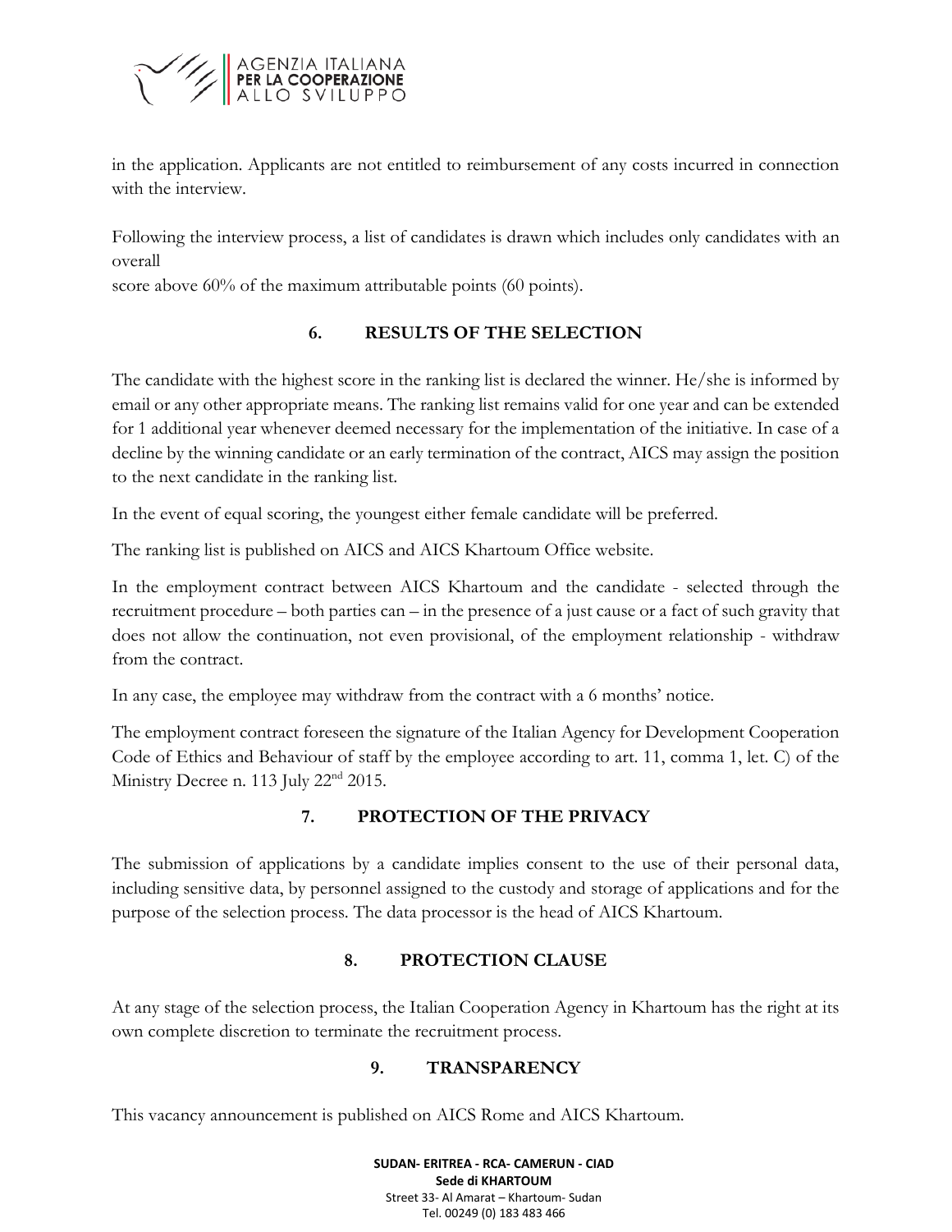in the application. Applicants are not entitled to reimbursement of any costs incurred in connection with the interview.

Following the interview process, a list of candidates is drawn which includes only candidates with an overall
score above 60% of the maximum attributable points (60 points).

## 6. RESULTS OF THE SELECTION

The candidate with the highest score in the ranking list is declared the winner. He/she is informed by email or any other appropriate means. The ranking list remains valid for one year and can be extended for 1 additional year whenever deemed necessary for the implementation of the initiative. In case of a decline by the winning candidate or an early termination of the contract, AICS may assign the position to the next candidate in the ranking list.

In the event of equal scoring, the youngest either female candidate will be preferred.

The ranking list is published on AICS and AICS Khartoum Office website.

In the employment contract between AICS Khartoum and the candidate - selected through the recruitment procedure – both parties can – in the presence of a just cause or a fact of such gravity that does not allow the continuation, not even provisional, of the employment relationship - withdraw from the contract.

In any case, the employee may withdraw from the contract with a 6 months' notice.

The employment contract foreseen the signature of the Italian Agency for Development Cooperation Code of Ethics and Behaviour of staff by the employee according to art. 11, comma 1, let. C) of the Ministry Decree n. 113 July 22nd 2015.

## 7. PROTECTION OF THE PRIVACY

The submission of applications by a candidate implies consent to the use of their personal data, including sensitive data, by personnel assigned to the custody and storage of applications and for the purpose of the selection process. The data processor is the head of AICS Khartoum.

## 8. PROTECTION CLAUSE

At any stage of the selection process, the Italian Cooperation Agency in Khartoum has the right at its own complete discretion to terminate the recruitment process.

## 9. TRANSPARENCY

This vacancy announcement is published on AICS Rome and AICS Khartoum.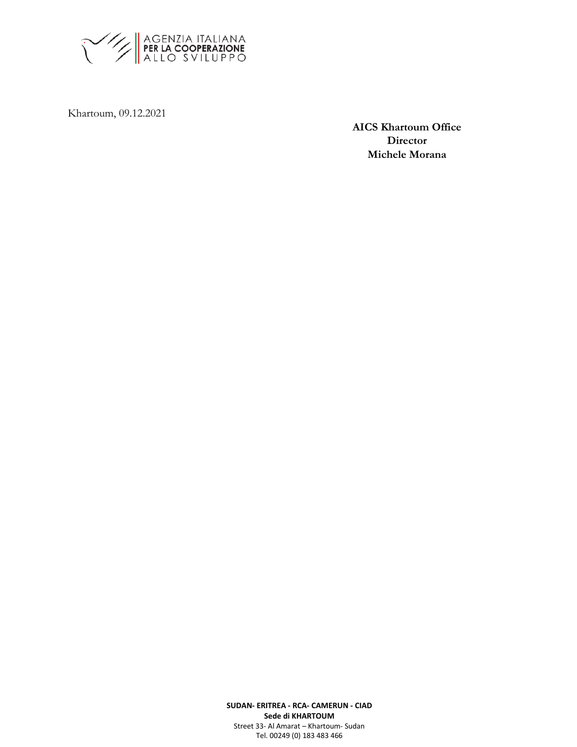Khartoum, 09.12.2021

**AICS Khartoum Office**
**Director**
**Michele Morana**